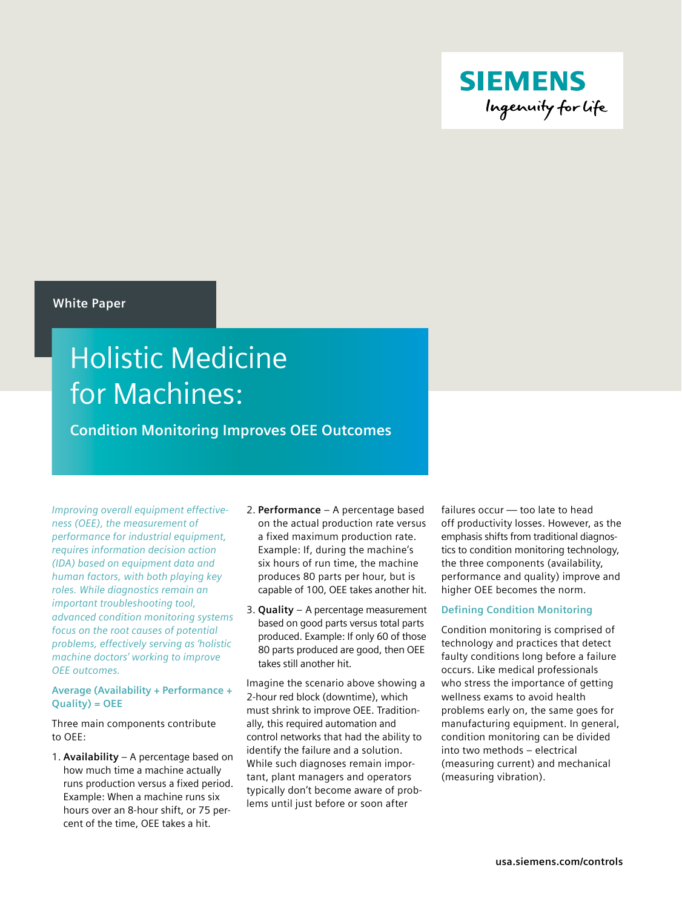SIEMENS

Ingenuity for life

White Paper

# Holistic Medicine for Machines:

## Condition Monitoring Improves OEE Outcomes

*Improving overall equipment effectiveness (OEE), the measurement of performance for industrial equipment, requires information decision action (IDA) based on equipment data and human factors, with both playing key roles. While diagnostics remain an important troubleshooting tool, advanced condition monitoring systems focus on the root causes of potential problems, effectively serving as 'holistic machine doctors' working to improve OEE outcomes.*

### Average (Availability + Performance + Quality) = OEE

Three main components contribute to OEE:

1. **Availability** – A percentage based on how much time a machine actually runs production versus a fixed period. Example: When a machine runs six hours over an 8-hour shift, or 75 percent of the time, OEE takes a hit.
2. **Performance** – A percentage based on the actual production rate versus a fixed maximum production rate. Example: If, during the machine's six hours of run time, the machine produces 80 parts per hour, but is capable of 100, OEE takes another hit.
3. **Quality** – A percentage measurement based on good parts versus total parts produced. Example: If only 60 of those 80 parts produced are good, then OEE takes still another hit.

Imagine the scenario above showing a 2-hour red block (downtime), which must shrink to improve OEE. Traditionally, this required automation and control networks that had the ability to identify the failure and a solution. While such diagnoses remain important, plant managers and operators typically don't become aware of problems until just before or soon after failures occur — too late to head off productivity losses. However, as the emphasis shifts from traditional diagnostics to condition monitoring technology, the three components (availability, performance and quality) improve and higher OEE becomes the norm.

### Defining Condition Monitoring

Condition monitoring is comprised of technology and practices that detect faulty conditions long before a failure occurs. Like medical professionals who stress the importance of getting wellness exams to avoid health problems early on, the same goes for manufacturing equipment. In general, condition monitoring can be divided into two methods – electrical (measuring current) and mechanical (measuring vibration).

usa.siemens.com/controls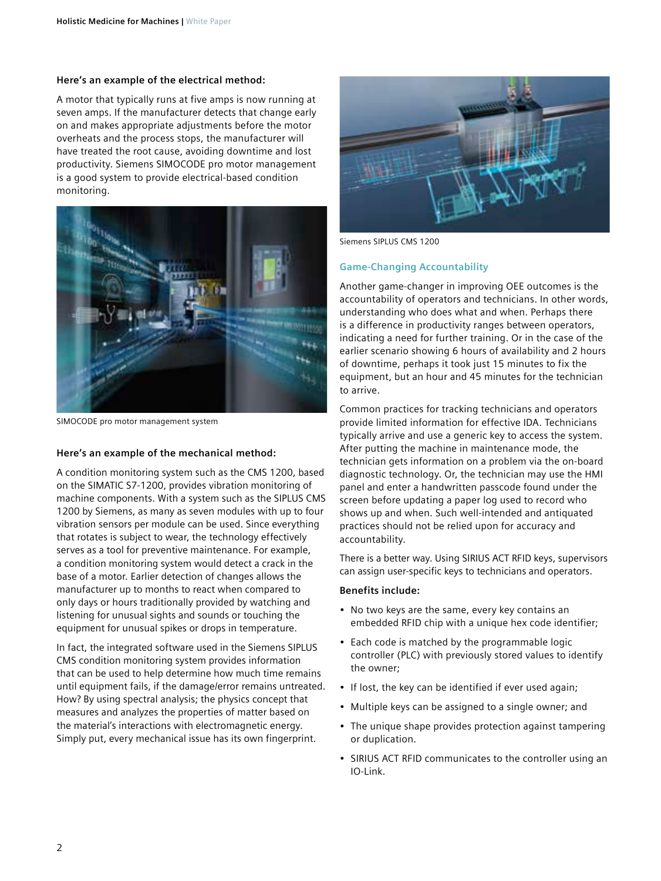**Here's an example of the electrical method:**

A motor that typically runs at five amps is now running at seven amps. If the manufacturer detects that change early on and makes appropriate adjustments before the motor overheats and the process stops, the manufacturer will have treated the root cause, avoiding downtime and lost productivity. Siemens SIMOCODE pro motor management is a good system to provide electrical-based condition monitoring.

SIMOCODE pro motor management system

**Here's an example of the mechanical method:**

A condition monitoring system such as the CMS 1200, based on the SIMATIC S7-1200, provides vibration monitoring of machine components. With a system such as the SIPLUS CMS 1200 by Siemens, as many as seven modules with up to four vibration sensors per module can be used. Since everything that rotates is subject to wear, the technology effectively serves as a tool for preventive maintenance. For example, a condition monitoring system would detect a crack in the base of a motor. Earlier detection of changes allows the manufacturer up to months to react when compared to only days or hours traditionally provided by watching and listening for unusual sights and sounds or touching the equipment for unusual spikes or drops in temperature.

In fact, the integrated software used in the Siemens SIPLUS CMS condition monitoring system provides information that can be used to help determine how much time remains until equipment fails, if the damage/error remains untreated. How? By using spectral analysis; the physics concept that measures and analyzes the properties of matter based on the material's interactions with electromagnetic energy. Simply put, every mechanical issue has its own fingerprint.

Siemens SIPLUS CMS 1200

## Game-Changing Accountability

Another game-changer in improving OEE outcomes is the accountability of operators and technicians. In other words, understanding who does what and when. Perhaps there is a difference in productivity ranges between operators, indicating a need for further training. Or in the case of the earlier scenario showing 6 hours of availability and 2 hours of downtime, perhaps it took just 15 minutes to fix the equipment, but an hour and 45 minutes for the technician to arrive.

Common practices for tracking technicians and operators provide limited information for effective IDA. Technicians typically arrive and use a generic key to access the system. After putting the machine in maintenance mode, the technician gets information on a problem via the on-board diagnostic technology. Or, the technician may use the HMI panel and enter a handwritten passcode found under the screen before updating a paper log used to record who shows up and when. Such well-intended and antiquated practices should not be relied upon for accuracy and accountability.

There is a better way. Using SIRIUS ACT RFID keys, supervisors can assign user-specific keys to technicians and operators.

**Benefits include:**

- No two keys are the same, every key contains an embedded RFID chip with a unique hex code identifier;
- Each code is matched by the programmable logic controller (PLC) with previously stored values to identify the owner;
- If lost, the key can be identified if ever used again;
- Multiple keys can be assigned to a single owner; and
- The unique shape provides protection against tampering or duplication.
- SIRIUS ACT RFID communicates to the controller using an IO-Link.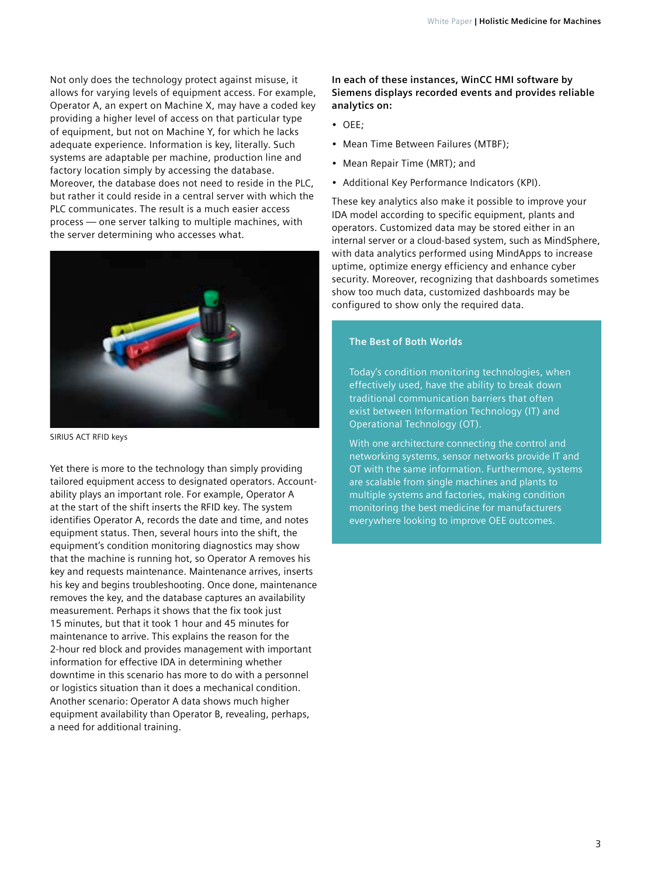Not only does the technology protect against misuse, it allows for varying levels of equipment access. For example, Operator A, an expert on Machine X, may have a coded key providing a higher level of access on that particular type of equipment, but not on Machine Y, for which he lacks adequate experience. Information is key, literally. Such systems are adaptable per machine, production line and factory location simply by accessing the database. Moreover, the database does not need to reside in the PLC, but rather it could reside in a central server with which the PLC communicates. The result is a much easier access process — one server talking to multiple machines, with the server determining who accesses what.

SIRIUS ACT RFID keys

Yet there is more to the technology than simply providing tailored equipment access to designated operators. Accountability plays an important role. For example, Operator A at the start of the shift inserts the RFID key. The system identifies Operator A, records the date and time, and notes equipment status. Then, several hours into the shift, the equipment's condition monitoring diagnostics may show that the machine is running hot, so Operator A removes his key and requests maintenance. Maintenance arrives, inserts his key and begins troubleshooting. Once done, maintenance removes the key, and the database captures an availability measurement. Perhaps it shows that the fix took just 15 minutes, but that it took 1 hour and 45 minutes for maintenance to arrive. This explains the reason for the 2-hour red block and provides management with important information for effective IDA in determining whether downtime in this scenario has more to do with a personnel or logistics situation than it does a mechanical condition. Another scenario: Operator A data shows much higher equipment availability than Operator B, revealing, perhaps, a need for additional training.

**In each of these instances, WinCC HMI software by Siemens displays recorded events and provides reliable analytics on:**

- OEE;
- Mean Time Between Failures (MTBF);
- Mean Repair Time (MRT); and
- Additional Key Performance Indicators (KPI).

These key analytics also make it possible to improve your IDA model according to specific equipment, plants and operators. Customized data may be stored either in an internal server or a cloud-based system, such as MindSphere, with data analytics performed using MindApps to increase uptime, optimize energy efficiency and enhance cyber security. Moreover, recognizing that dashboards sometimes show too much data, customized dashboards may be configured to show only the required data.

### The Best of Both Worlds

Today's condition monitoring technologies, when effectively used, have the ability to break down traditional communication barriers that often exist between Information Technology (IT) and Operational Technology (OT).

With one architecture connecting the control and networking systems, sensor networks provide IT and OT with the same information. Furthermore, systems are scalable from single machines and plants to multiple systems and factories, making condition monitoring the best medicine for manufacturers everywhere looking to improve OEE outcomes.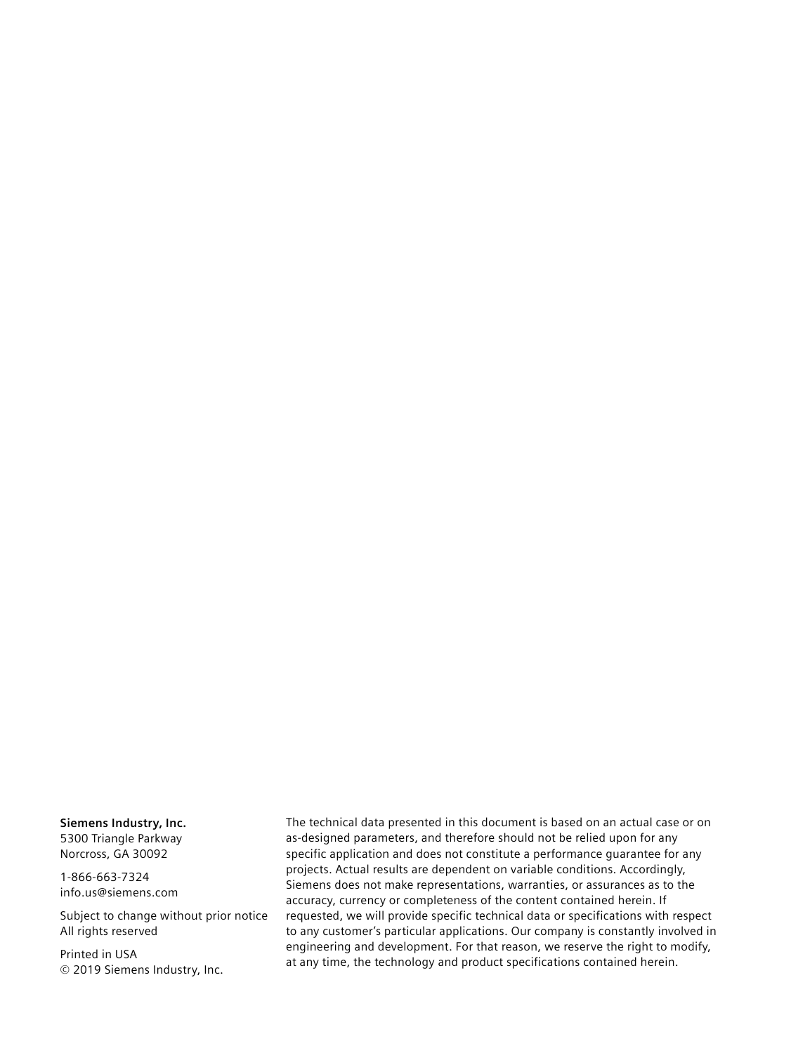**Siemens Industry, Inc.**
5300 Triangle Parkway
Norcross, GA 30092

1-866-663-7324
info.us@siemens.com

Subject to change without prior notice
All rights reserved

Printed in USA
© 2019 Siemens Industry, Inc.

The technical data presented in this document is based on an actual case or on as-designed parameters, and therefore should not be relied upon for any specific application and does not constitute a performance guarantee for any projects. Actual results are dependent on variable conditions. Accordingly, Siemens does not make representations, warranties, or assurances as to the accuracy, currency or completeness of the content contained herein. If requested, we will provide specific technical data or specifications with respect to any customer's particular applications. Our company is constantly involved in engineering and development. For that reason, we reserve the right to modify, at any time, the technology and product specifications contained herein.